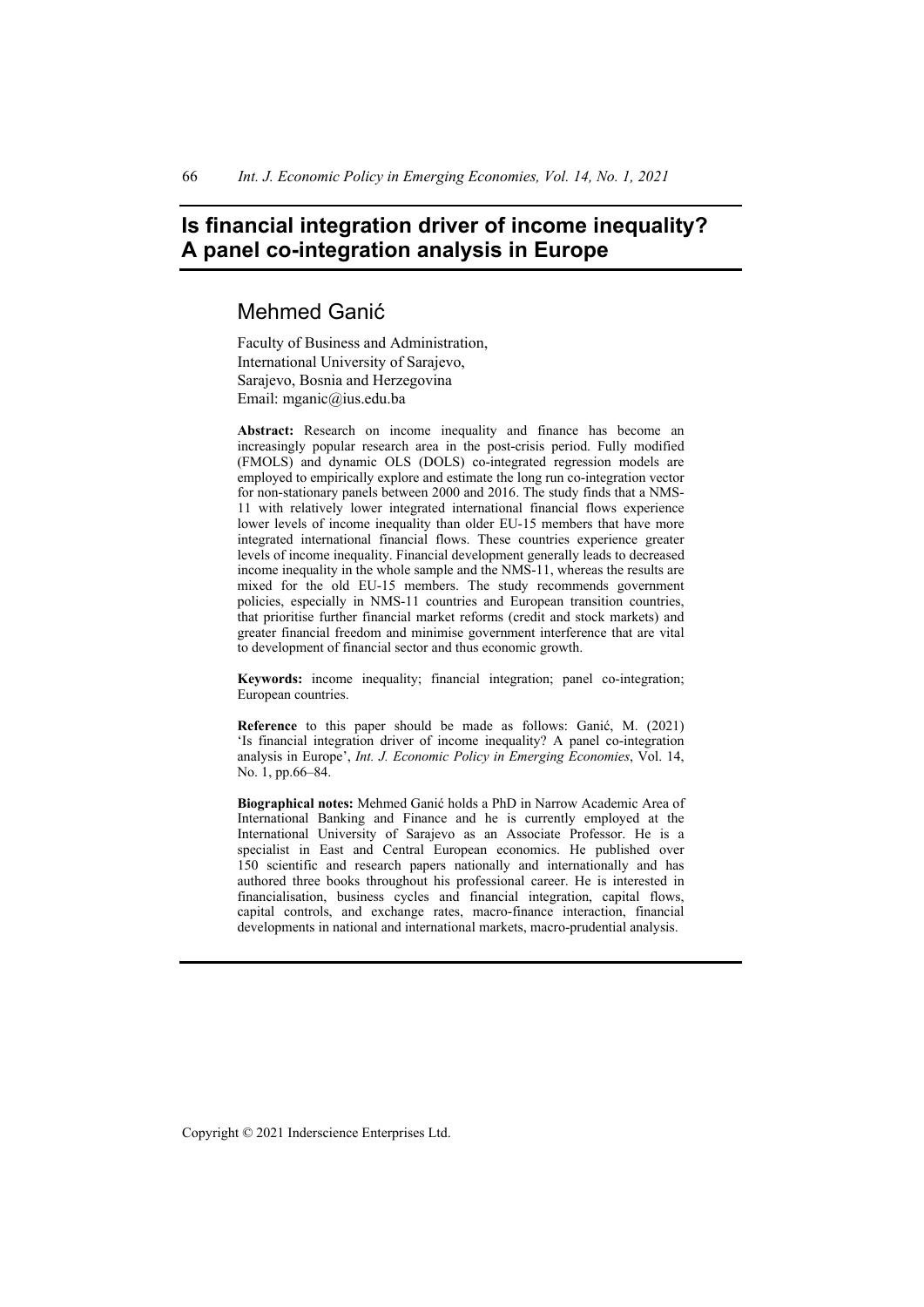# Is financial integration driver of income inequality? A panel co-integration analysis in Europe

## Mehmed Ganić

Faculty of Business and Administration,
International University of Sarajevo,
Sarajevo, Bosnia and Herzegovina
Email: mganic@ius.edu.ba

**Abstract:** Research on income inequality and finance has become an increasingly popular research area in the post-crisis period. Fully modified (FMOLS) and dynamic OLS (DOLS) co-integrated regression models are employed to empirically explore and estimate the long run co-integration vector for non-stationary panels between 2000 and 2016. The study finds that a NMS-11 with relatively lower integrated international financial flows experience lower levels of income inequality than older EU-15 members that have more integrated international financial flows. These countries experience greater levels of income inequality. Financial development generally leads to decreased income inequality in the whole sample and the NMS-11, whereas the results are mixed for the old EU-15 members. The study recommends government policies, especially in NMS-11 countries and European transition countries, that prioritise further financial market reforms (credit and stock markets) and greater financial freedom and minimise government interference that are vital to development of financial sector and thus economic growth.

**Keywords:** income inequality; financial integration; panel co-integration; European countries.

**Reference** to this paper should be made as follows: Ganić, M. (2021) 'Is financial integration driver of income inequality? A panel co-integration analysis in Europe', *Int. J. Economic Policy in Emerging Economies*, Vol. 14, No. 1, pp.66–84.

**Biographical notes:** Mehmed Ganić holds a PhD in Narrow Academic Area of International Banking and Finance and he is currently employed at the International University of Sarajevo as an Associate Professor. He is a specialist in East and Central European economics. He published over 150 scientific and research papers nationally and internationally and has authored three books throughout his professional career. He is interested in financialisation, business cycles and financial integration, capital flows, capital controls, and exchange rates, macro-finance interaction, financial developments in national and international markets, macro-prudential analysis.

Copyright © 2021 Inderscience Enterprises Ltd.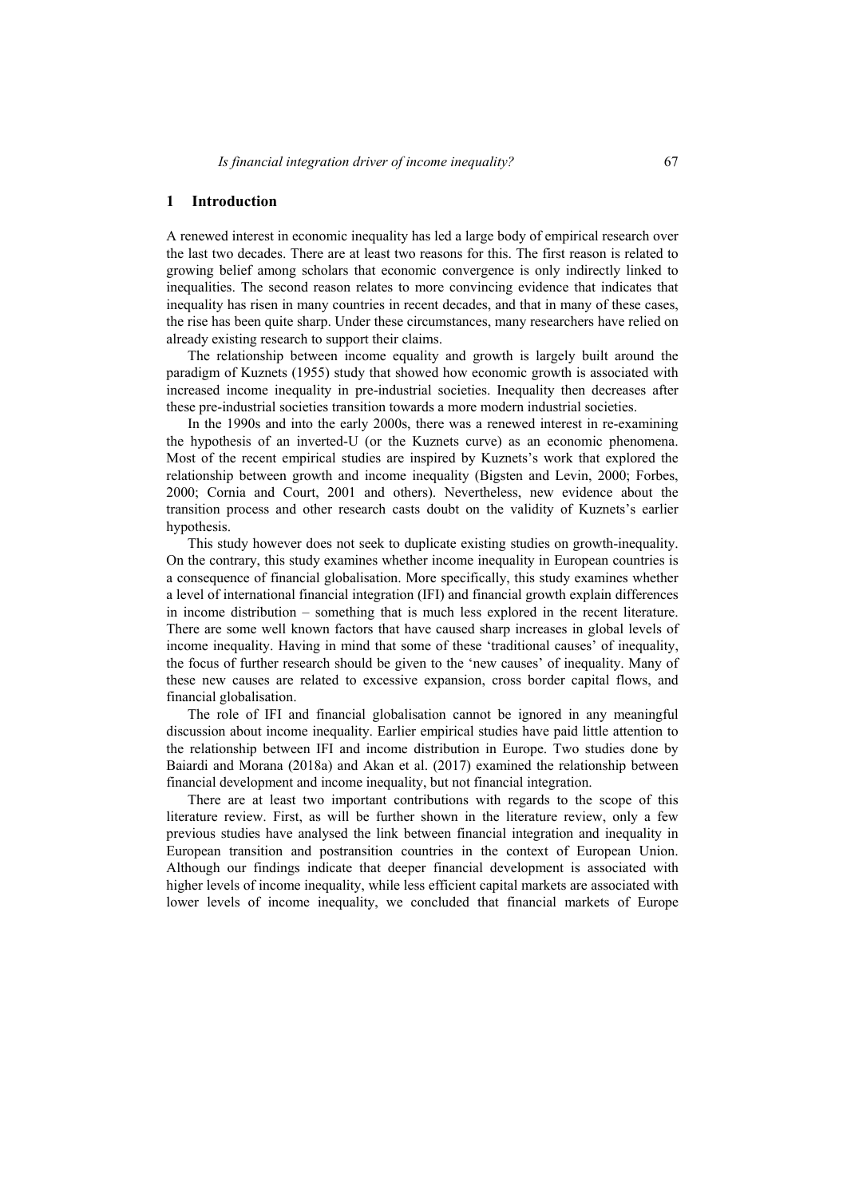## 1 Introduction

A renewed interest in economic inequality has led a large body of empirical research over the last two decades. There are at least two reasons for this. The first reason is related to growing belief among scholars that economic convergence is only indirectly linked to inequalities. The second reason relates to more convincing evidence that indicates that inequality has risen in many countries in recent decades, and that in many of these cases, the rise has been quite sharp. Under these circumstances, many researchers have relied on already existing research to support their claims.

The relationship between income equality and growth is largely built around the paradigm of Kuznets (1955) study that showed how economic growth is associated with increased income inequality in pre-industrial societies. Inequality then decreases after these pre-industrial societies transition towards a more modern industrial societies.

In the 1990s and into the early 2000s, there was a renewed interest in re-examining the hypothesis of an inverted-U (or the Kuznets curve) as an economic phenomena. Most of the recent empirical studies are inspired by Kuznets's work that explored the relationship between growth and income inequality (Bigsten and Levin, 2000; Forbes, 2000; Cornia and Court, 2001 and others). Nevertheless, new evidence about the transition process and other research casts doubt on the validity of Kuznets's earlier hypothesis.

This study however does not seek to duplicate existing studies on growth-inequality. On the contrary, this study examines whether income inequality in European countries is a consequence of financial globalisation. More specifically, this study examines whether a level of international financial integration (IFI) and financial growth explain differences in income distribution – something that is much less explored in the recent literature. There are some well known factors that have caused sharp increases in global levels of income inequality. Having in mind that some of these 'traditional causes' of inequality, the focus of further research should be given to the 'new causes' of inequality. Many of these new causes are related to excessive expansion, cross border capital flows, and financial globalisation.

The role of IFI and financial globalisation cannot be ignored in any meaningful discussion about income inequality. Earlier empirical studies have paid little attention to the relationship between IFI and income distribution in Europe. Two studies done by Baiardi and Morana (2018a) and Akan et al. (2017) examined the relationship between financial development and income inequality, but not financial integration.

There are at least two important contributions with regards to the scope of this literature review. First, as will be further shown in the literature review, only a few previous studies have analysed the link between financial integration and inequality in European transition and postransition countries in the context of European Union. Although our findings indicate that deeper financial development is associated with higher levels of income inequality, while less efficient capital markets are associated with lower levels of income inequality, we concluded that financial markets of Europe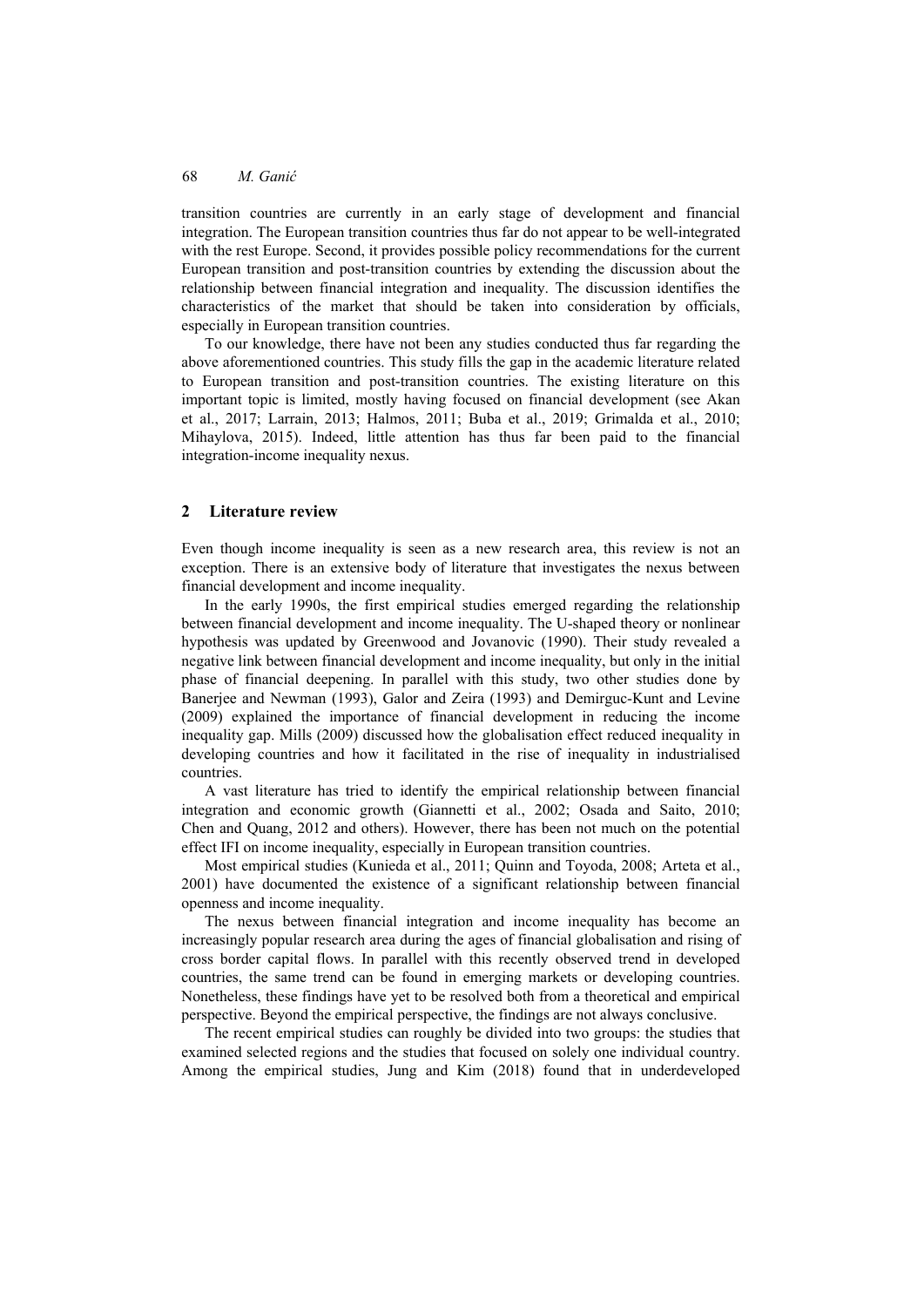transition countries are currently in an early stage of development and financial integration. The European transition countries thus far do not appear to be well-integrated with the rest Europe. Second, it provides possible policy recommendations for the current European transition and post-transition countries by extending the discussion about the relationship between financial integration and inequality. The discussion identifies the characteristics of the market that should be taken into consideration by officials, especially in European transition countries.

To our knowledge, there have not been any studies conducted thus far regarding the above aforementioned countries. This study fills the gap in the academic literature related to European transition and post-transition countries. The existing literature on this important topic is limited, mostly having focused on financial development (see Akan et al., 2017; Larrain, 2013; Halmos, 2011; Buba et al., 2019; Grimalda et al., 2010; Mihaylova, 2015). Indeed, little attention has thus far been paid to the financial integration-income inequality nexus.

## 2 Literature review

Even though income inequality is seen as a new research area, this review is not an exception. There is an extensive body of literature that investigates the nexus between financial development and income inequality.

In the early 1990s, the first empirical studies emerged regarding the relationship between financial development and income inequality. The U-shaped theory or nonlinear hypothesis was updated by Greenwood and Jovanovic (1990). Their study revealed a negative link between financial development and income inequality, but only in the initial phase of financial deepening. In parallel with this study, two other studies done by Banerjee and Newman (1993), Galor and Zeira (1993) and Demirguc-Kunt and Levine (2009) explained the importance of financial development in reducing the income inequality gap. Mills (2009) discussed how the globalisation effect reduced inequality in developing countries and how it facilitated in the rise of inequality in industrialised countries.

A vast literature has tried to identify the empirical relationship between financial integration and economic growth (Giannetti et al., 2002; Osada and Saito, 2010; Chen and Quang, 2012 and others). However, there has been not much on the potential effect IFI on income inequality, especially in European transition countries.

Most empirical studies (Kunieda et al., 2011; Quinn and Toyoda, 2008; Arteta et al., 2001) have documented the existence of a significant relationship between financial openness and income inequality.

The nexus between financial integration and income inequality has become an increasingly popular research area during the ages of financial globalisation and rising of cross border capital flows. In parallel with this recently observed trend in developed countries, the same trend can be found in emerging markets or developing countries. Nonetheless, these findings have yet to be resolved both from a theoretical and empirical perspective. Beyond the empirical perspective, the findings are not always conclusive.

The recent empirical studies can roughly be divided into two groups: the studies that examined selected regions and the studies that focused on solely one individual country. Among the empirical studies, Jung and Kim (2018) found that in underdeveloped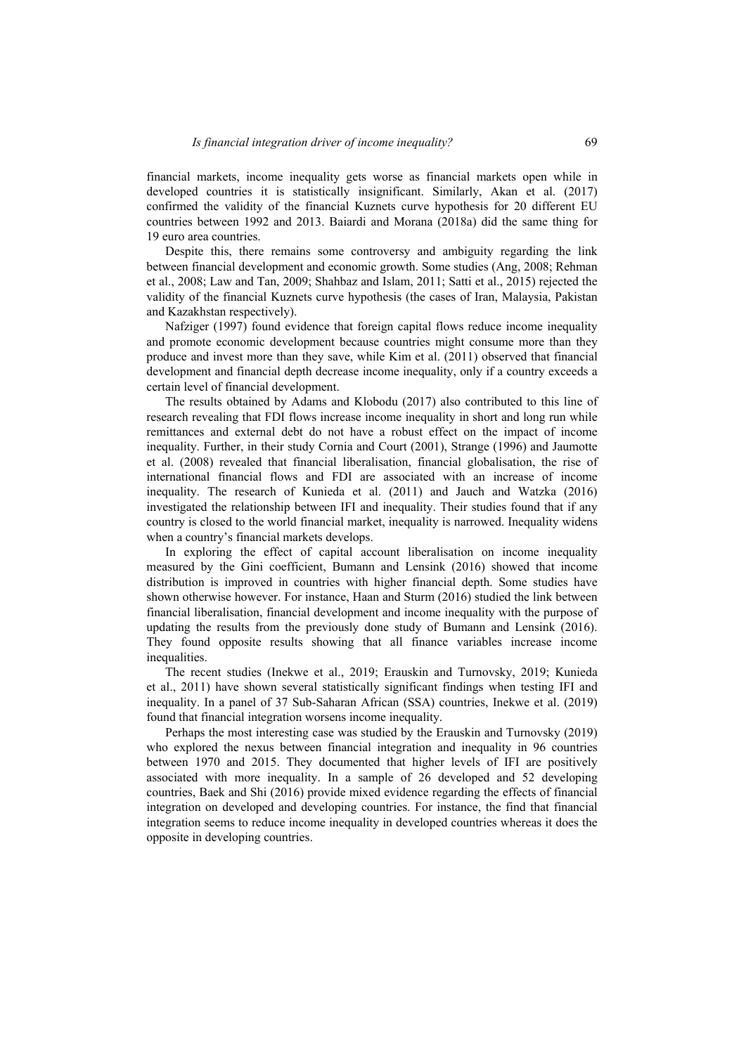financial markets, income inequality gets worse as financial markets open while in developed countries it is statistically insignificant. Similarly, Akan et al. (2017) confirmed the validity of the financial Kuznets curve hypothesis for 20 different EU countries between 1992 and 2013. Baiardi and Morana (2018a) did the same thing for 19 euro area countries.

Despite this, there remains some controversy and ambiguity regarding the link between financial development and economic growth. Some studies (Ang, 2008; Rehman et al., 2008; Law and Tan, 2009; Shahbaz and Islam, 2011; Satti et al., 2015) rejected the validity of the financial Kuznets curve hypothesis (the cases of Iran, Malaysia, Pakistan and Kazakhstan respectively).

Nafziger (1997) found evidence that foreign capital flows reduce income inequality and promote economic development because countries might consume more than they produce and invest more than they save, while Kim et al. (2011) observed that financial development and financial depth decrease income inequality, only if a country exceeds a certain level of financial development.

The results obtained by Adams and Klobodu (2017) also contributed to this line of research revealing that FDI flows increase income inequality in short and long run while remittances and external debt do not have a robust effect on the impact of income inequality. Further, in their study Cornia and Court (2001), Strange (1996) and Jaumotte et al. (2008) revealed that financial liberalisation, financial globalisation, the rise of international financial flows and FDI are associated with an increase of income inequality. The research of Kunieda et al. (2011) and Jauch and Watzka (2016) investigated the relationship between IFI and inequality. Their studies found that if any country is closed to the world financial market, inequality is narrowed. Inequality widens when a country's financial markets develops.

In exploring the effect of capital account liberalisation on income inequality measured by the Gini coefficient, Bumann and Lensink (2016) showed that income distribution is improved in countries with higher financial depth. Some studies have shown otherwise however. For instance, Haan and Sturm (2016) studied the link between financial liberalisation, financial development and income inequality with the purpose of updating the results from the previously done study of Bumann and Lensink (2016). They found opposite results showing that all finance variables increase income inequalities.

The recent studies (Inekwe et al., 2019; Erauskin and Turnovsky, 2019; Kunieda et al., 2011) have shown several statistically significant findings when testing IFI and inequality. In a panel of 37 Sub-Saharan African (SSA) countries, Inekwe et al. (2019) found that financial integration worsens income inequality.

Perhaps the most interesting case was studied by the Erauskin and Turnovsky (2019) who explored the nexus between financial integration and inequality in 96 countries between 1970 and 2015. They documented that higher levels of IFI are positively associated with more inequality. In a sample of 26 developed and 52 developing countries, Baek and Shi (2016) provide mixed evidence regarding the effects of financial integration on developed and developing countries. For instance, the find that financial integration seems to reduce income inequality in developed countries whereas it does the opposite in developing countries.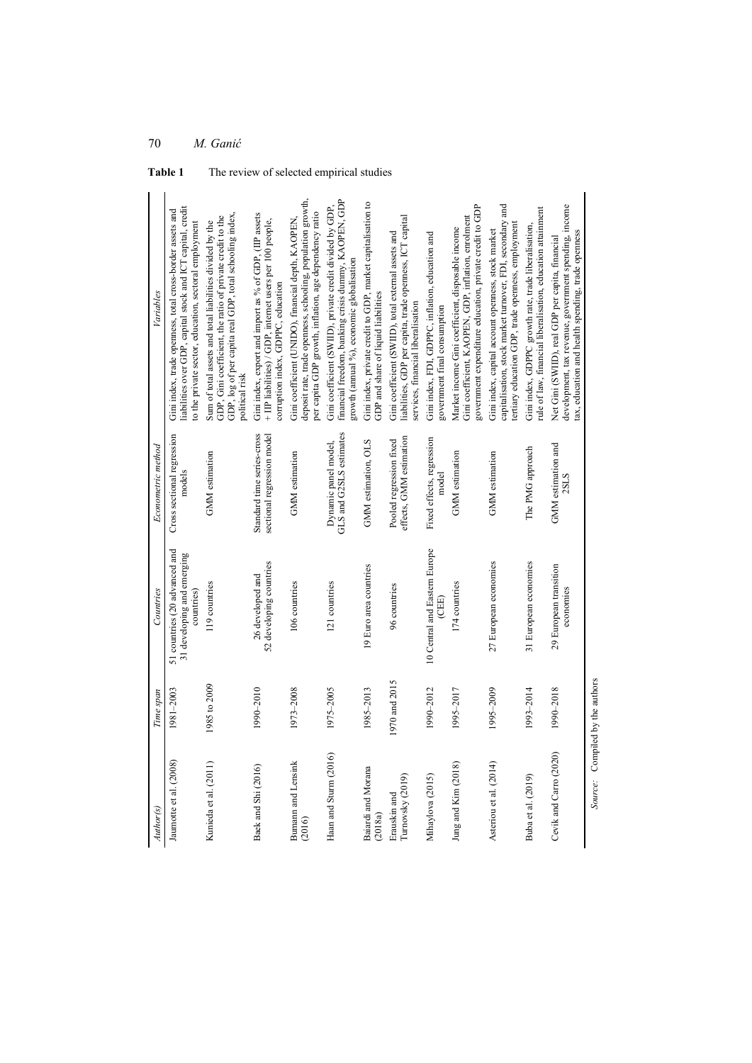**Table 1** The review of selected empirical studies

| *Author(s)* | *Time span* | *Countries* | *Econometric method* | *Variables* |
|---|---|---|---|---|
| Jaumotte et al. (2008) | 1981–2003 | 51 countries (20 advanced and 31 developing and emerging countries) | Cross sectional regression models | Gini index, trade openness, total cross-border assets and liabilities over GDP, capital stock and ICT capital, credit to the private sector, education, sectoral employment |
| Kunieda et al. (2011) | 1985 to 2009 | 119 countries | GMM estimation | Sum of total assets and total liabilities divided by the GDP, Gini coefficient, the ratio of private credit to the GDP, log of per capita real GDP, total schooling index, political risk |
| Baek and Shi (2016) | 1990–2010 | 26 developed and 52 developing countries | Standard time series-cross sectional regression model | Gini index, export and import as % of GDP, (IIP assets + IIP liabilities) / GDP, internet users per 100 people, corruption index, GDPPC, education |
| Bumann and Lensink (2016) | 1973–2008 | 106 countries | GMM estimation | Gini coefficient (UNIDO), financial depth, KAOPEN, deposit rate, trade openness, schooling, population growth, per capita GDP growth, inflation, age dependency ratio |
| Haan and Sturm (2016) | 1975–2005 | 121 countries | Dynamic panel model, GLS and G2SLS estimates | Gini coefficient (SWIID), private credit divided by GDP, financial freedom, banking crisis dummy, KAOPEN, GDP growth (annual %), economic globalisation |
| Baiardi and Morana (2018a) | 1985–2013 | 19 Euro area countries | GMM estimation, OLS | Gini index, private credit to GDP, market capitalisation to GDP and share of liquid liabilities |
| Erauskin and Turnovsky (2019) | 1970 and 2015 | 96 countries | Pooled regression fixed effects, GMM estimation | Gini coefficient (SWIID), total external assets and liabilities, GDP per capita, trade openness, ICT capital services, financial liberalisation |
| Mihaylova (2015) | 1990–2012 | 10 Central and Eastern Europe (CEE) | Fixed effects, regression model | Gini index, FDI, GDPPC, inflation, education and government final consumption |
| Jung and Kim (2018) | 1995–2017 | 174 countries | GMM estimation | Market income Gini coefficient, disposable income Gini coefficient, KAOPEN, GDP, inflation, enrolment government expenditure education, private credit to GDP |
| Asteriou et al. (2014) | 1995–2009 | 27 European economies | GMM estimation | Gini index, capital account openness, stock market capitalisation, stock market turnover, FDI, secondary and tertiary education GDP, trade openness, employment |
| Buba et al. (2019) | 1993–2014 | 31 European economies | The PMG approach | Gini index, GDPPC growth rate, trade liberalisation, rule of law, financial liberalisation, education attainment |
| Cevik and Carro (2020) | 1990–2018 | 29 European transition economies | GMM estimation and 2SLS | Net Gini (SWIID), real GDP per capita, financial development, tax revenue, government spending, income tax, education and health spending, trade openness |

*Source:* Compiled by the authors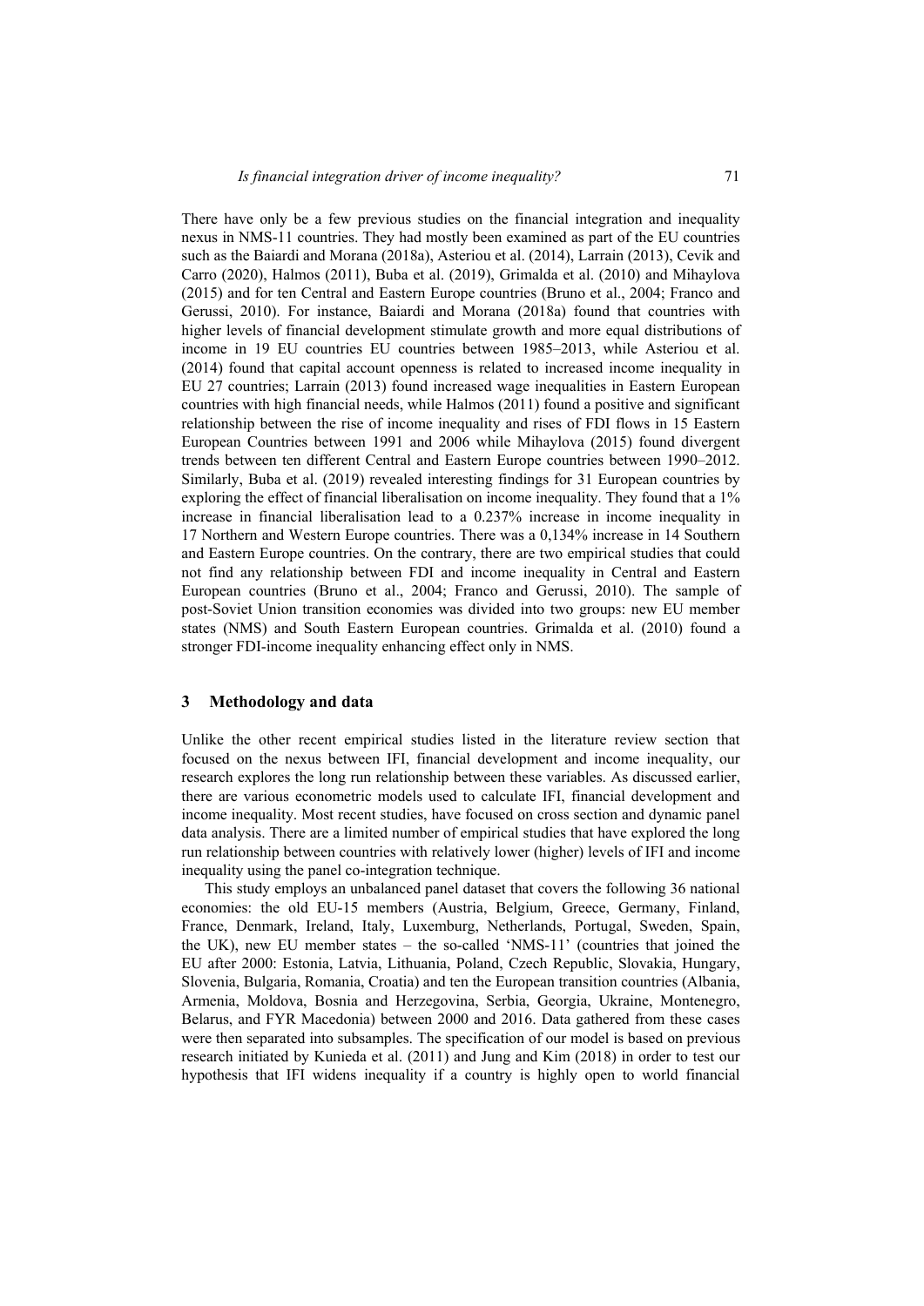There have only be a few previous studies on the financial integration and inequality nexus in NMS-11 countries. They had mostly been examined as part of the EU countries such as the Baiardi and Morana (2018a), Asteriou et al. (2014), Larrain (2013), Cevik and Carro (2020), Halmos (2011), Buba et al. (2019), Grimalda et al. (2010) and Mihaylova (2015) and for ten Central and Eastern Europe countries (Bruno et al., 2004; Franco and Gerussi, 2010). For instance, Baiardi and Morana (2018a) found that countries with higher levels of financial development stimulate growth and more equal distributions of income in 19 EU countries EU countries between 1985–2013, while Asteriou et al. (2014) found that capital account openness is related to increased income inequality in EU 27 countries; Larrain (2013) found increased wage inequalities in Eastern European countries with high financial needs, while Halmos (2011) found a positive and significant relationship between the rise of income inequality and rises of FDI flows in 15 Eastern European Countries between 1991 and 2006 while Mihaylova (2015) found divergent trends between ten different Central and Eastern Europe countries between 1990–2012. Similarly, Buba et al. (2019) revealed interesting findings for 31 European countries by exploring the effect of financial liberalisation on income inequality. They found that a 1% increase in financial liberalisation lead to a 0.237% increase in income inequality in 17 Northern and Western Europe countries. There was a 0,134% increase in 14 Southern and Eastern Europe countries. On the contrary, there are two empirical studies that could not find any relationship between FDI and income inequality in Central and Eastern European countries (Bruno et al., 2004; Franco and Gerussi, 2010). The sample of post-Soviet Union transition economies was divided into two groups: new EU member states (NMS) and South Eastern European countries. Grimalda et al. (2010) found a stronger FDI-income inequality enhancing effect only in NMS.

## 3 Methodology and data

Unlike the other recent empirical studies listed in the literature review section that focused on the nexus between IFI, financial development and income inequality, our research explores the long run relationship between these variables. As discussed earlier, there are various econometric models used to calculate IFI, financial development and income inequality. Most recent studies, have focused on cross section and dynamic panel data analysis. There are a limited number of empirical studies that have explored the long run relationship between countries with relatively lower (higher) levels of IFI and income inequality using the panel co-integration technique.

This study employs an unbalanced panel dataset that covers the following 36 national economies: the old EU-15 members (Austria, Belgium, Greece, Germany, Finland, France, Denmark, Ireland, Italy, Luxemburg, Netherlands, Portugal, Sweden, Spain, the UK), new EU member states – the so-called 'NMS-11' (countries that joined the EU after 2000: Estonia, Latvia, Lithuania, Poland, Czech Republic, Slovakia, Hungary, Slovenia, Bulgaria, Romania, Croatia) and ten the European transition countries (Albania, Armenia, Moldova, Bosnia and Herzegovina, Serbia, Georgia, Ukraine, Montenegro, Belarus, and FYR Macedonia) between 2000 and 2016. Data gathered from these cases were then separated into subsamples. The specification of our model is based on previous research initiated by Kunieda et al. (2011) and Jung and Kim (2018) in order to test our hypothesis that IFI widens inequality if a country is highly open to world financial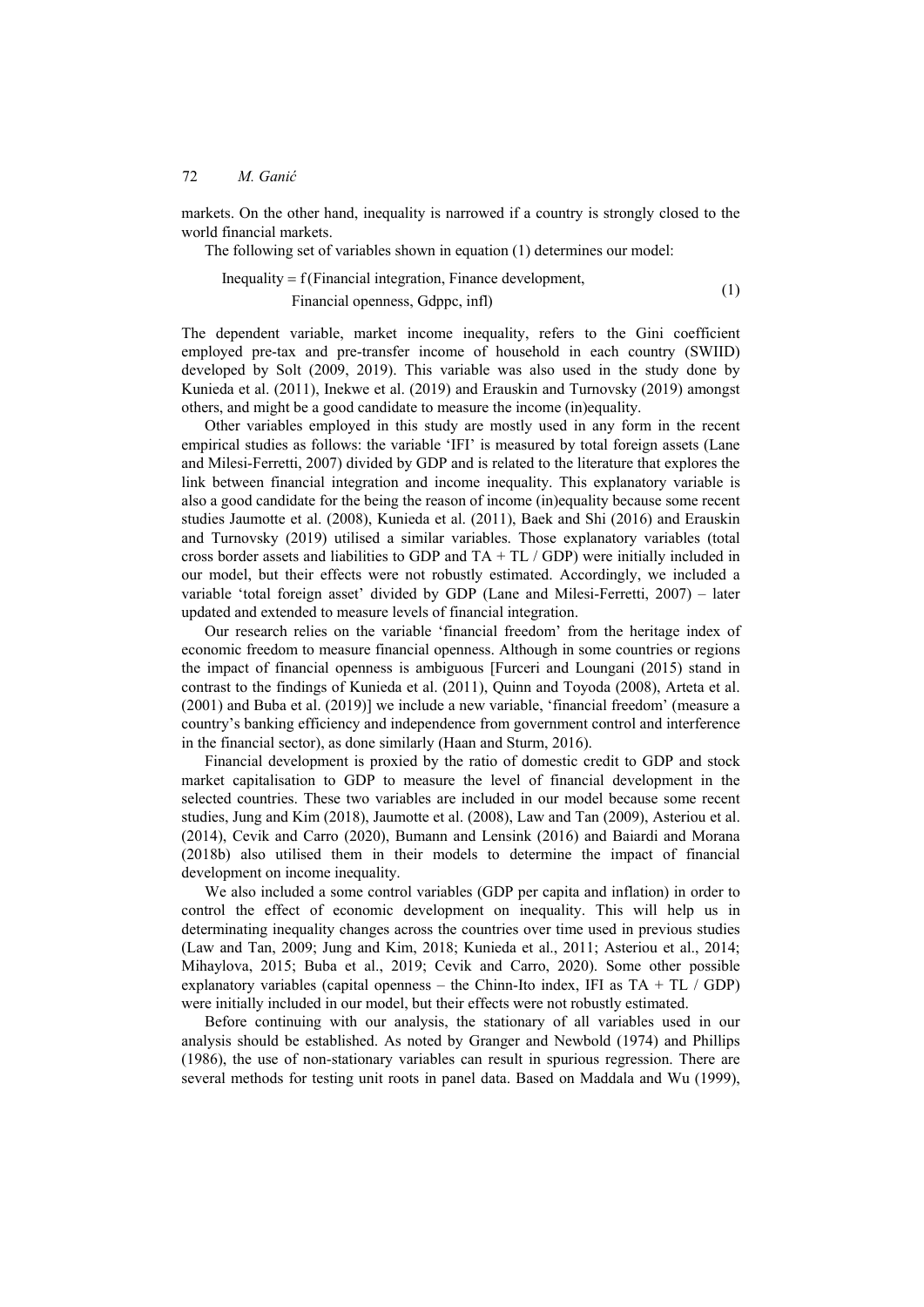markets. On the other hand, inequality is narrowed if a country is strongly closed to the world financial markets.

The following set of variables shown in equation (1) determines our model:

$$\text{Inequality} = f(\text{Financial integration, Finance development, Financial openness, Gdppc, infl}) \tag{1}$$

The dependent variable, market income inequality, refers to the Gini coefficient employed pre-tax and pre-transfer income of household in each country (SWIID) developed by Solt (2009, 2019). This variable was also used in the study done by Kunieda et al. (2011), Inekwe et al. (2019) and Erauskin and Turnovsky (2019) amongst others, and might be a good candidate to measure the income (in)equality.

Other variables employed in this study are mostly used in any form in the recent empirical studies as follows: the variable 'IFI' is measured by total foreign assets (Lane and Milesi-Ferretti, 2007) divided by GDP and is related to the literature that explores the link between financial integration and income inequality. This explanatory variable is also a good candidate for the being the reason of income (in)equality because some recent studies Jaumotte et al. (2008), Kunieda et al. (2011), Baek and Shi (2016) and Erauskin and Turnovsky (2019) utilised a similar variables. Those explanatory variables (total cross border assets and liabilities to GDP and TA + TL / GDP) were initially included in our model, but their effects were not robustly estimated. Accordingly, we included a variable 'total foreign asset' divided by GDP (Lane and Milesi-Ferretti, 2007) – later updated and extended to measure levels of financial integration.

Our research relies on the variable 'financial freedom' from the heritage index of economic freedom to measure financial openness. Although in some countries or regions the impact of financial openness is ambiguous [Furceri and Loungani (2015) stand in contrast to the findings of Kunieda et al. (2011), Quinn and Toyoda (2008), Arteta et al. (2001) and Buba et al. (2019)] we include a new variable, 'financial freedom' (measure a country's banking efficiency and independence from government control and interference in the financial sector), as done similarly (Haan and Sturm, 2016).

Financial development is proxied by the ratio of domestic credit to GDP and stock market capitalisation to GDP to measure the level of financial development in the selected countries. These two variables are included in our model because some recent studies, Jung and Kim (2018), Jaumotte et al. (2008), Law and Tan (2009), Asteriou et al. (2014), Cevik and Carro (2020), Bumann and Lensink (2016) and Baiardi and Morana (2018b) also utilised them in their models to determine the impact of financial development on income inequality.

We also included a some control variables (GDP per capita and inflation) in order to control the effect of economic development on inequality. This will help us in determinating inequality changes across the countries over time used in previous studies (Law and Tan, 2009; Jung and Kim, 2018; Kunieda et al., 2011; Asteriou et al., 2014; Mihaylova, 2015; Buba et al., 2019; Cevik and Carro, 2020). Some other possible explanatory variables (capital openness – the Chinn-Ito index, IFI as TA + TL / GDP) were initially included in our model, but their effects were not robustly estimated.

Before continuing with our analysis, the stationary of all variables used in our analysis should be established. As noted by Granger and Newbold (1974) and Phillips (1986), the use of non-stationary variables can result in spurious regression. There are several methods for testing unit roots in panel data. Based on Maddala and Wu (1999),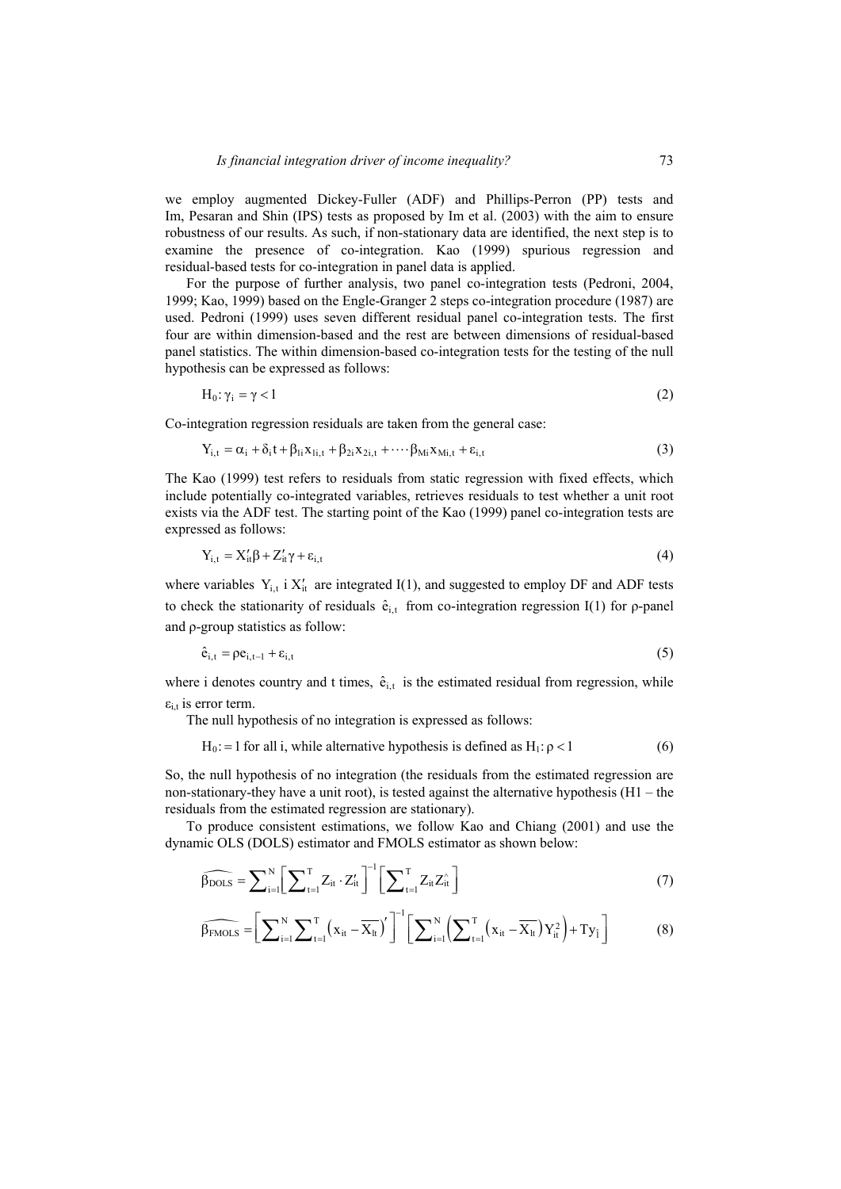we employ augmented Dickey-Fuller (ADF) and Phillips-Perron (PP) tests and Im, Pesaran and Shin (IPS) tests as proposed by Im et al. (2003) with the aim to ensure robustness of our results. As such, if non-stationary data are identified, the next step is to examine the presence of co-integration. Kao (1999) spurious regression and residual-based tests for co-integration in panel data is applied.

For the purpose of further analysis, two panel co-integration tests (Pedroni, 2004, 1999; Kao, 1999) based on the Engle-Granger 2 steps co-integration procedure (1987) are used. Pedroni (1999) uses seven different residual panel co-integration tests. The first four are within dimension-based and the rest are between dimensions of residual-based panel statistics. The within dimension-based co-integration tests for the testing of the null hypothesis can be expressed as follows:

$$H_0: \gamma_i = \gamma < 1 \tag{2}$$

Co-integration regression residuals are taken from the general case:

$$Y_{i,t} = \alpha_i + \delta_i t + \beta_{1i} x_{1i,t} + \beta_{2i} x_{2i,t} + \cdots \beta_{Mi} x_{Mi,t} + \varepsilon_{i,t} \tag{3}$$

The Kao (1999) test refers to residuals from static regression with fixed effects, which include potentially co-integrated variables, retrieves residuals to test whether a unit root exists via the ADF test. The starting point of the Kao (1999) panel co-integration tests are expressed as follows:

$$Y_{i,t} = X'_{it}\beta + Z'_{it}\gamma + \varepsilon_{i,t} \tag{4}$$

where variables $Y_{i,t}$ i $X'_{it}$ are integrated I(1), and suggested to employ DF and ADF tests to check the stationarity of residuals $\hat{e}_{i,t}$ from co-integration regression I(1) for ρ-panel and ρ-group statistics as follow:

$$\hat{e}_{i,t} = \rho e_{i,t-1} + \varepsilon_{i,t} \tag{5}$$

where i denotes country and t times, $\hat{e}_{i,t}$ is the estimated residual from regression, while $\varepsilon_{i,t}$ is error term.

The null hypothesis of no integration is expressed as follows:

$$H_0: = 1 \text{ for all i, while alternative hypothesis is defined as } H_1: \rho < 1 \tag{6}$$

So, the null hypothesis of no integration (the residuals from the estimated regression are non-stationary-they have a unit root), is tested against the alternative hypothesis (H1 – the residuals from the estimated regression are stationary).

To produce consistent estimations, we follow Kao and Chiang (2001) and use the dynamic OLS (DOLS) estimator and FMOLS estimator as shown below:

$$\widehat{\beta_{DOLS}} = \sum_{i=1}^{N} \left[ \sum_{t=1}^{T} Z_{it} \cdot Z'_{it} \right]^{-1} \left[ \sum_{t=1}^{T} Z_{it} Z_{it}^{\hat{}} \right] \tag{7}$$

$$\widehat{\beta_{FMOLS}} = \left[ \sum_{i=1}^{N} \sum_{t=1}^{T} \left( x_{it} - \overline{X_{lt}} \right)' \right]^{-1} \left[ \sum_{i=1}^{N} \left( \sum_{t=1}^{T} \left( x_{it} - \overline{X_{lt}} \right) Y_{it}^{2} \right) + T y_{\hat{l}} \right] \tag{8}$$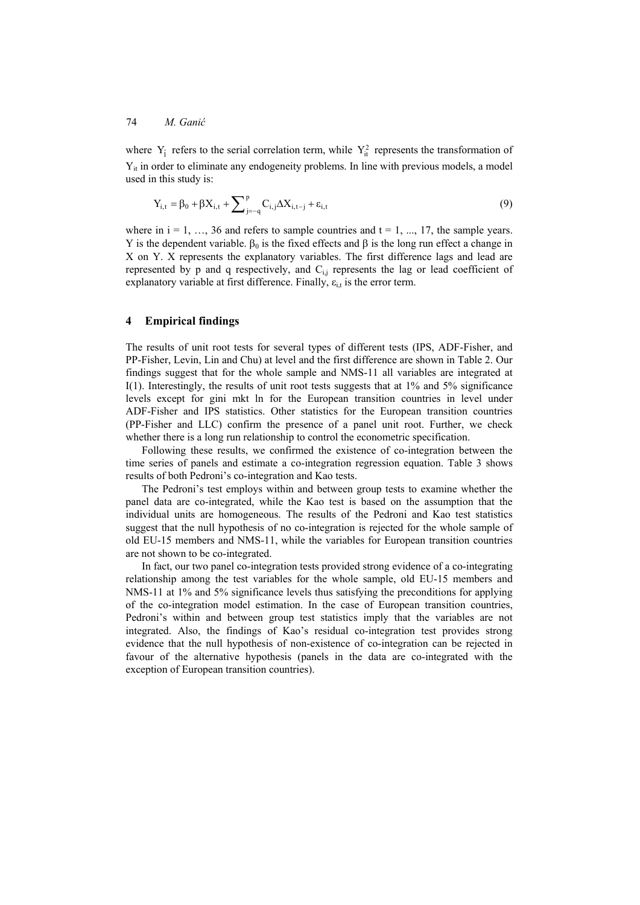where $Y_{\hat{i}}$ refers to the serial correlation term, while $Y_{it}^2$ represents the transformation of $Y_{it}$ in order to eliminate any endogeneity problems. In line with previous models, a model used in this study is:

$$Y_{i,t} = \beta_0 + \beta X_{i,t} + \sum_{j=-q}^{p} C_{i,j} \Delta X_{i,t-j} + \varepsilon_{i,t} \tag{9}$$

where in i = 1, …, 36 and refers to sample countries and t = 1, ..., 17, the sample years. Y is the dependent variable. $\beta_0$ is the fixed effects and $\beta$ is the long run effect a change in X on Y. X represents the explanatory variables. The first difference lags and lead are represented by p and q respectively, and $C_{i,j}$ represents the lag or lead coefficient of explanatory variable at first difference. Finally, $\varepsilon_{i,t}$ is the error term.

## 4 Empirical findings

The results of unit root tests for several types of different tests (IPS, ADF-Fisher, and PP-Fisher, Levin, Lin and Chu) at level and the first difference are shown in Table 2. Our findings suggest that for the whole sample and NMS-11 all variables are integrated at I(1). Interestingly, the results of unit root tests suggests that at 1% and 5% significance levels except for gini mkt ln for the European transition countries in level under ADF-Fisher and IPS statistics. Other statistics for the European transition countries (PP-Fisher and LLC) confirm the presence of a panel unit root. Further, we check whether there is a long run relationship to control the econometric specification.

Following these results, we confirmed the existence of co-integration between the time series of panels and estimate a co-integration regression equation. Table 3 shows results of both Pedroni's co-integration and Kao tests.

The Pedroni's test employs within and between group tests to examine whether the panel data are co-integrated, while the Kao test is based on the assumption that the individual units are homogeneous. The results of the Pedroni and Kao test statistics suggest that the null hypothesis of no co-integration is rejected for the whole sample of old EU-15 members and NMS-11, while the variables for European transition countries are not shown to be co-integrated.

In fact, our two panel co-integration tests provided strong evidence of a co-integrating relationship among the test variables for the whole sample, old EU-15 members and NMS-11 at 1% and 5% significance levels thus satisfying the preconditions for applying of the co-integration model estimation. In the case of European transition countries, Pedroni's within and between group test statistics imply that the variables are not integrated. Also, the findings of Kao's residual co-integration test provides strong evidence that the null hypothesis of non-existence of co-integration can be rejected in favour of the alternative hypothesis (panels in the data are co-integrated with the exception of European transition countries).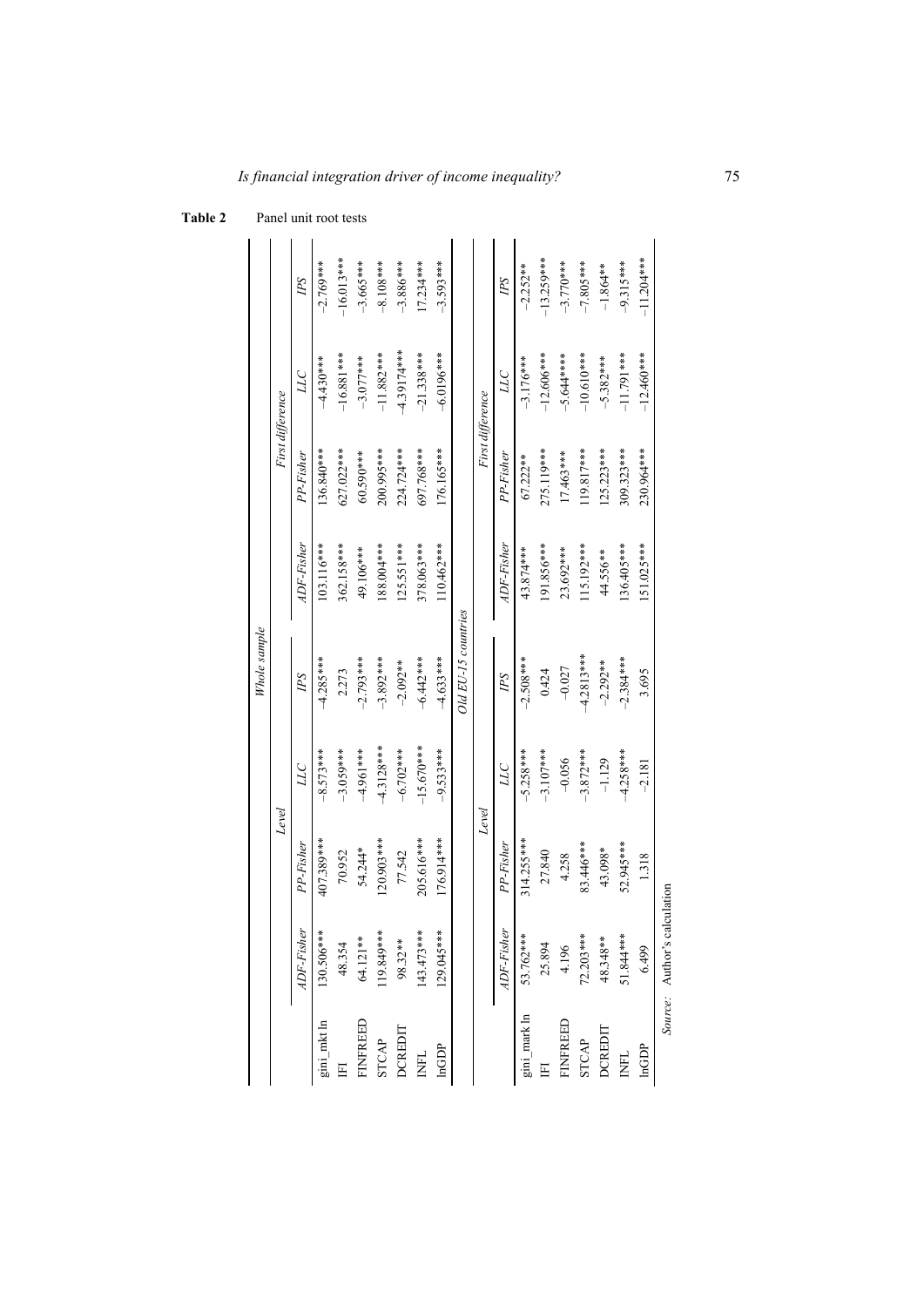**Table 2** Panel unit root tests

| | *Whole sample* | | | | | | | |
|---|---|---|---|---|---|---|---|---|
| | *Level* | | | | *First difference* | | | |
| | *ADF-Fisher* | *PP-Fisher* | *LLC* | *IPS* | *ADF-Fisher* | *PP-Fisher* | *LLC* | *IPS* |
| gini_mkt ln | 130.506*** | 407.389*** | −8.573*** | −4.285*** | 103.116*** | 136.840*** | −4.430*** | −2.769*** |
| IFI | 48.354 | 70.952 | −3.059*** | 2.273 | 362.158*** | 627.022*** | −16.881*** | −16.013*** |
| FINFREED | 64.121** | 54.244* | −4.961*** | −2.793*** | 49.106*** | 60.590*** | −3.077*** | −3.665*** |
| STCAP | 119.849*** | 120.903*** | −4.3128*** | −3.892*** | 188.004*** | 200.995*** | −11.882*** | −8.108*** |
| DCREDIT | 98.32** | 77.542 | −6.702*** | −2.092** | 125.551*** | 224.724*** | −4.39174*** | −3.886*** |
| INFL | 143.473*** | 205.616*** | −15.670*** | −6.442*** | 378.063*** | 697.768*** | −21.338*** | 17.234*** |
| lnGDP | 129.045*** | 176.914*** | −9.533*** | −4.633*** | 110.462*** | 176.165*** | −6.0196*** | −3.593*** |
| | *Old EU-15 countries* | | | | | | | |
| | *Level* | | | | *First difference* | | | |
| | *ADF-Fisher* | *PP-Fisher* | *LLC* | *IPS* | *ADF-Fisher* | *PP-Fisher* | *LLC* | *IPS* |
| gini_mark ln | 53.762*** | 314.255*** | −5.258*** | −2.508*** | 43.874*** | 67.222** | −3.176*** | −2.252** |
| IFI | 25.894 | 27.840 | −3.107*** | 0.424 | 191.856*** | 275.119*** | −12.606*** | −13.259*** |
| FINFREED | 4.196 | 4.258 | −0.056 | −0.027 | 23.692*** | 17.463*** | −5.644**** | −3.770*** |
| STCAP | 72.203*** | 83.446*** | −3.872*** | −4.2813*** | 115.192*** | 119.817*** | −10.610*** | −7.805*** |
| DCREDIT | 48.348** | 43.098* | −1.129 | −2.292** | 44.556** | 125.223*** | −5.382*** | −1.864** |
| INFL | 51.844*** | 52.945*** | −4.258*** | −2.384*** | 136.405*** | 309.323*** | −11.791*** | −9.315*** |
| lnGDP | 6.499 | 1.318 | −2.181 | 3.695 | 151.025*** | 230.964*** | −12.460*** | −11.204*** |

*Source:* Author's calculation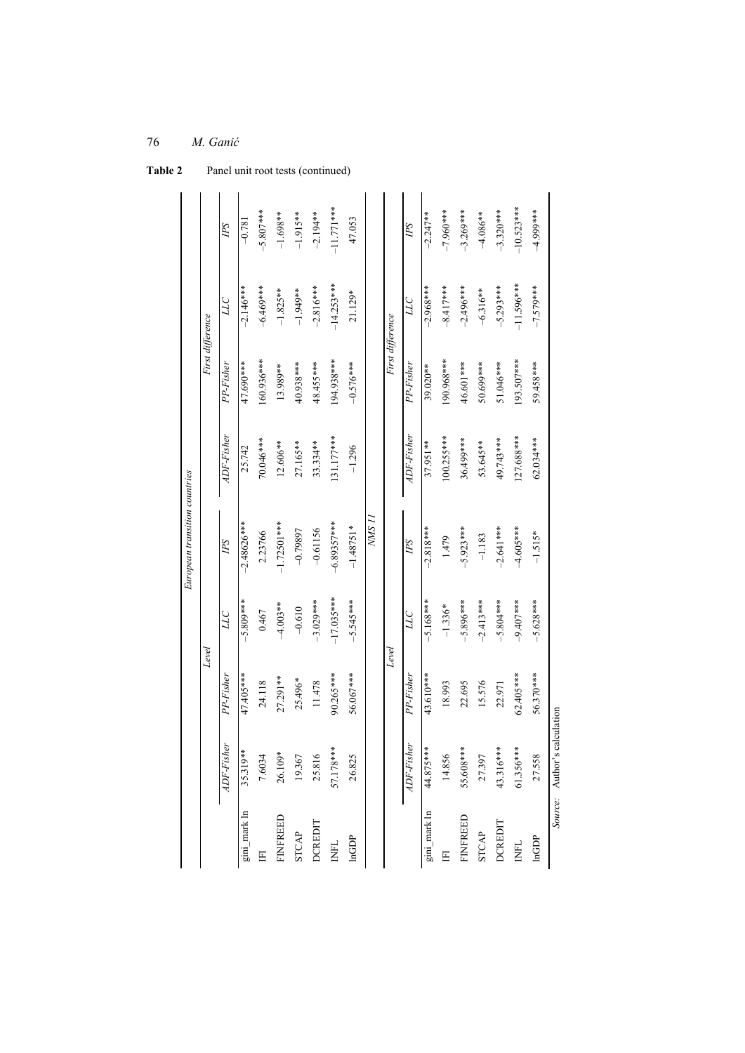**Table 2** Panel unit root tests (continued)

| | European transition countries | | | | | | | |
|---|---|---|---|---|---|---|---|---|
| | Level | | | | First difference | | | |
| | ADF-Fisher | PP-Fisher | LLC | IPS | ADF-Fisher | PP-Fisher | LLC | IPS |
| gini_mark ln | 35.319** | 47.405*** | –5.809*** | –2.48626*** | 25.742 | 47.690*** | –2.146*** | –0.781 |
| IFI | 7.6034 | 24.118 | 0.467 | 2.23766 | 70.046*** | 160.936*** | –6.469*** | –5.807*** |
| FINFREED | 26.109* | 27.291** | –4.003** | –1.72501*** | 12.606** | 13.989** | –1.825** | –1.698** |
| STCAP | 19.367 | 25.496* | –0.610 | –0.79897 | 27.165** | 40.938*** | –1.949** | –1.915** |
| DCREDIT | 25.816 | 11.478 | –3.029*** | –0.61156 | 33.334** | 48.455*** | –2.816*** | –2.194** |
| INFL | 57.178*** | 90.265*** | –17.035*** | –6.89357*** | 131.177*** | 194.938*** | –14.253*** | –11.771*** |
| lnGDP | 26.825 | 56.067*** | –5.545*** | –1.48751* | –1.296 | –0.576*** | 21.129* | 47.053 |
| | NMS 11 | | | | | | | |
| | Level | | | | First difference | | | |
| | ADF-Fisher | PP-Fisher | LLC | IPS | ADF-Fisher | PP-Fisher | LLC | IPS |
| gini_mark ln | 44.875*** | 43.610*** | –5.168*** | –2.818*** | 37.951** | 39.020** | –2.968*** | –2.247** |
| IFI | 14.856 | 18.993 | –1.336* | 1.479 | 100.255*** | 190.968*** | –8.417*** | –7.960*** |
| FINFREED | 55.608*** | 22.695 | –5.896*** | –5.923*** | 36.499*** | 46.601*** | –2.496*** | –3.269*** |
| STCAP | 27.397 | 15.576 | –2.413*** | –1.183 | 53.645** | 50.699*** | –6.316** | –4.086** |
| DCREDIT | 43.316*** | 22.971 | –5.804*** | –2.641*** | 49.743*** | 51.046*** | –5.293*** | –3.320*** |
| INFL | 61.356*** | 62.405*** | –9.407*** | –4.605*** | 127.688*** | 193.507*** | –11.596*** | –10.523*** |
| lnGDP | 27.558 | 56.370*** | –5.628*** | –1.515* | 62.034*** | 59.458*** | –7.579*** | –4.999*** |

*Source:* Author's calculation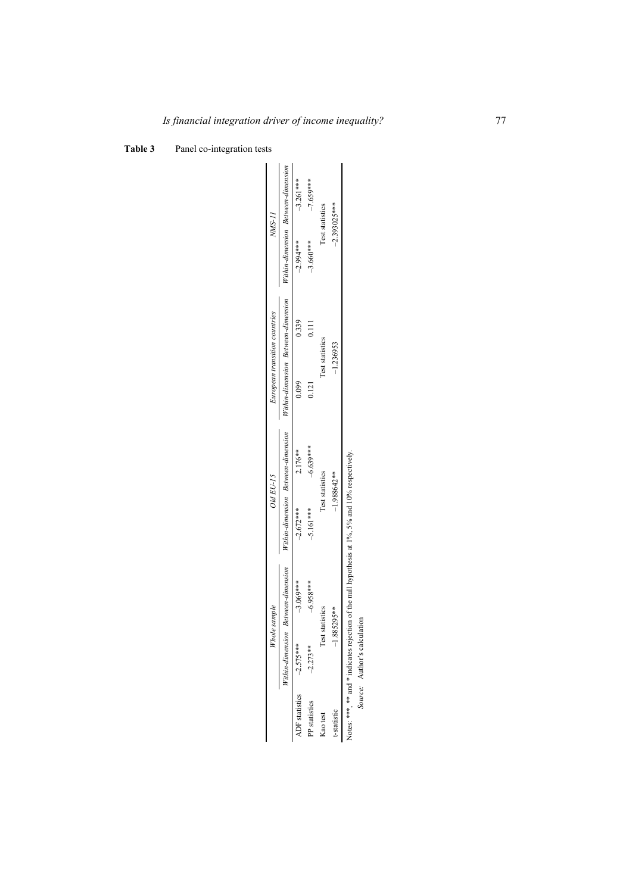**Table 3** Panel co-integration tests

| | *Whole sample* | | *Old EU-15* | | *European transition countries* | | *NMS-11* | |
|---|---|---|---|---|---|---|---|---|
| | *Within-dimension* | *Between-dimension* | *Within-dimension* | *Between-dimension* | *Within-dimension* | *Between-dimension* | *Within-dimension* | *Between-dimension* |
| ADF statistics | –2.575*** | –3.069*** | –2.672*** | 2.176** | 0.099 | 0.339 | –2.994*** | –3.261*** |
| PP statistics | –2.273** | –6.958*** | –5.161*** | –6.639*** | 0.121 | 0.111 | –3.660*** | –7.659*** |
| Kao test | Test statistics | | Test statistics | | Test statistics | | Test statistics | |
| t-statistic | –1.885295** | | –1.988642** | | –1.236953 | | –2.393025*** | |

Notes: ***, ** and * indicates rejection of the null hypothesis at 1%, 5% and 10% respectively.

*Source:* Author's calculation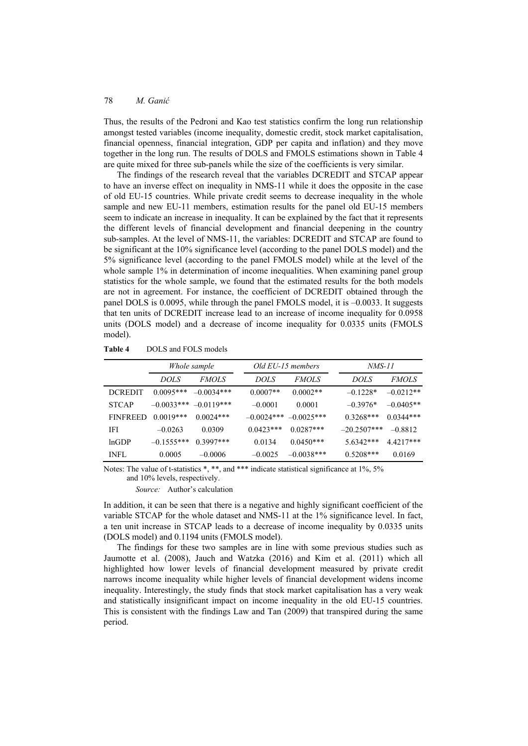Thus, the results of the Pedroni and Kao test statistics confirm the long run relationship amongst tested variables (income inequality, domestic credit, stock market capitalisation, financial openness, financial integration, GDP per capita and inflation) and they move together in the long run. The results of DOLS and FMOLS estimations shown in Table 4 are quite mixed for three sub-panels while the size of the coefficients is very similar.

The findings of the research reveal that the variables DCREDIT and STCAP appear to have an inverse effect on inequality in NMS-11 while it does the opposite in the case of old EU-15 countries. While private credit seems to decrease inequality in the whole sample and new EU-11 members, estimation results for the panel old EU-15 members seem to indicate an increase in inequality. It can be explained by the fact that it represents the different levels of financial development and financial deepening in the country sub-samples. At the level of NMS-11, the variables: DCREDIT and STCAP are found to be significant at the 10% significance level (according to the panel DOLS model) and the 5% significance level (according to the panel FMOLS model) while at the level of the whole sample 1% in determination of income inequalities. When examining panel group statistics for the whole sample, we found that the estimated results for the both models are not in agreement. For instance, the coefficient of DCREDIT obtained through the panel DOLS is 0.0095, while through the panel FMOLS model, it is –0.0033. It suggests that ten units of DCREDIT increase lead to an increase of income inequality for 0.0958 units (DOLS model) and a decrease of income inequality for 0.0335 units (FMOLS model).

**Table 4** DOLS and FOLS models

| | *Whole sample* | | *Old EU-15 members* | | *NMS-11* | |
|---|---|---|---|---|---|---|
| | *DOLS* | *FMOLS* | *DOLS* | *FMOLS* | *DOLS* | *FMOLS* |
| DCREDIT | 0.0095*** | –0.0034*** | 0.0007** | 0.0002** | –0.1228* | –0.0212** |
| STCAP | –0.0033*** | –0.0119*** | –0.0001 | 0.0001 | –0.3976* | –0.0405** |
| FINFREED | 0.0019*** | 0.0024*** | –0.0024*** | –0.0025*** | 0.3268*** | 0.0344*** |
| IFI | –0.0263 | 0.0309 | 0.0423*** | 0.0287*** | –20.2507*** | –0.8812 |
| lnGDP | –0.1555*** | 0.3997*** | 0.0134 | 0.0450*** | 5.6342*** | 4.4217*** |
| INFL | 0.0005 | –0.0006 | –0.0025 | –0.0038*** | 0.5208*** | 0.0169 |

Notes: The value of t-statistics *, **, and *** indicate statistical significance at 1%, 5% and 10% levels, respectively.

*Source:* Author's calculation

In addition, it can be seen that there is a negative and highly significant coefficient of the variable STCAP for the whole dataset and NMS-11 at the 1% significance level. In fact, a ten unit increase in STCAP leads to a decrease of income inequality by 0.0335 units (DOLS model) and 0.1194 units (FMOLS model).

The findings for these two samples are in line with some previous studies such as Jaumotte et al. (2008), Jauch and Watzka (2016) and Kim et al. (2011) which all highlighted how lower levels of financial development measured by private credit narrows income inequality while higher levels of financial development widens income inequality. Interestingly, the study finds that stock market capitalisation has a very weak and statistically insignificant impact on income inequality in the old EU-15 countries. This is consistent with the findings Law and Tan (2009) that transpired during the same period.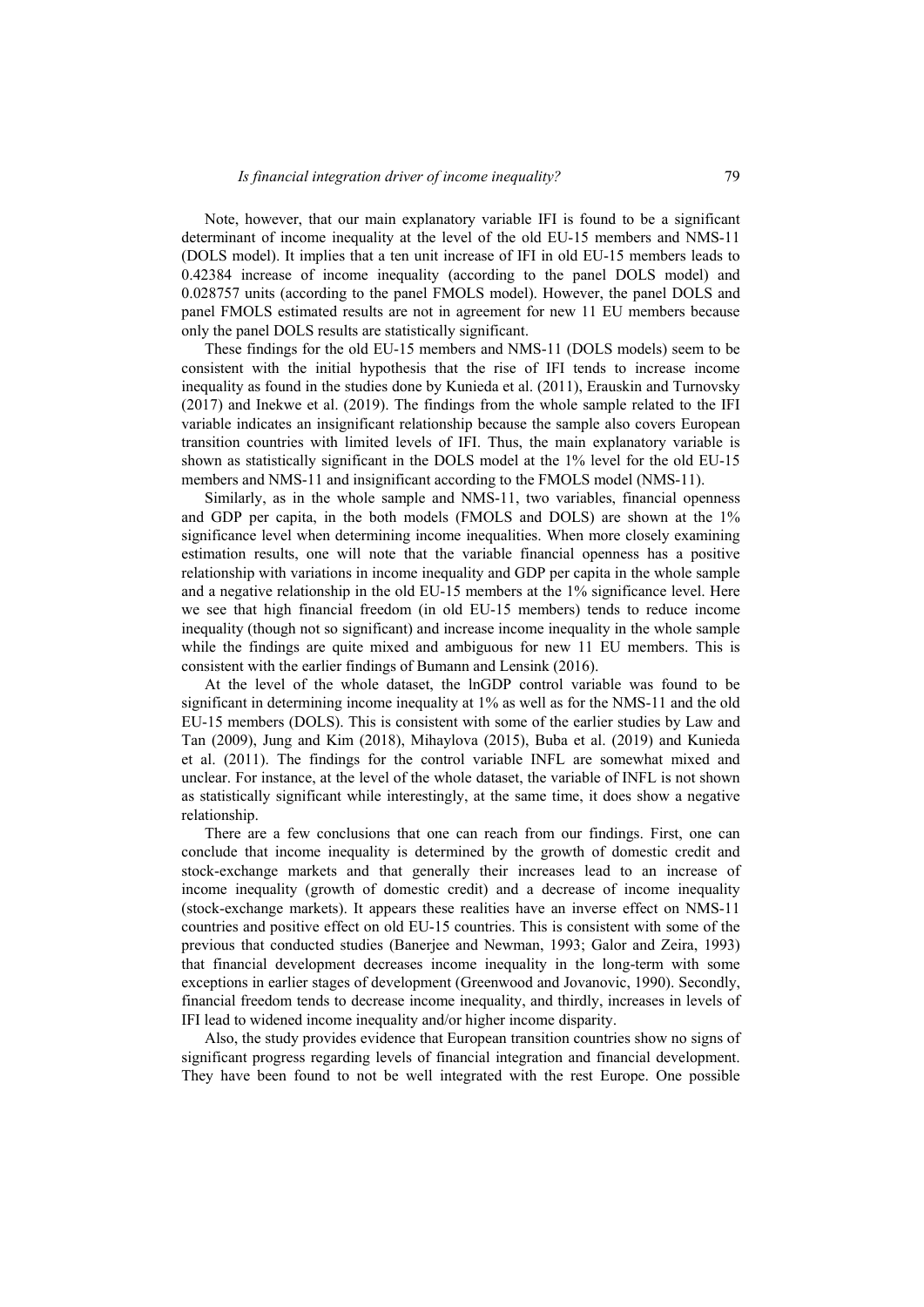Note, however, that our main explanatory variable IFI is found to be a significant determinant of income inequality at the level of the old EU-15 members and NMS-11 (DOLS model). It implies that a ten unit increase of IFI in old EU-15 members leads to 0.42384 increase of income inequality (according to the panel DOLS model) and 0.028757 units (according to the panel FMOLS model). However, the panel DOLS and panel FMOLS estimated results are not in agreement for new 11 EU members because only the panel DOLS results are statistically significant.

These findings for the old EU-15 members and NMS-11 (DOLS models) seem to be consistent with the initial hypothesis that the rise of IFI tends to increase income inequality as found in the studies done by Kunieda et al. (2011), Erauskin and Turnovsky (2017) and Inekwe et al. (2019). The findings from the whole sample related to the IFI variable indicates an insignificant relationship because the sample also covers European transition countries with limited levels of IFI. Thus, the main explanatory variable is shown as statistically significant in the DOLS model at the 1% level for the old EU-15 members and NMS-11 and insignificant according to the FMOLS model (NMS-11).

Similarly, as in the whole sample and NMS-11, two variables, financial openness and GDP per capita, in the both models (FMOLS and DOLS) are shown at the 1% significance level when determining income inequalities. When more closely examining estimation results, one will note that the variable financial openness has a positive relationship with variations in income inequality and GDP per capita in the whole sample and a negative relationship in the old EU-15 members at the 1% significance level. Here we see that high financial freedom (in old EU-15 members) tends to reduce income inequality (though not so significant) and increase income inequality in the whole sample while the findings are quite mixed and ambiguous for new 11 EU members. This is consistent with the earlier findings of Bumann and Lensink (2016).

At the level of the whole dataset, the lnGDP control variable was found to be significant in determining income inequality at 1% as well as for the NMS-11 and the old EU-15 members (DOLS). This is consistent with some of the earlier studies by Law and Tan (2009), Jung and Kim (2018), Mihaylova (2015), Buba et al. (2019) and Kunieda et al. (2011). The findings for the control variable INFL are somewhat mixed and unclear. For instance, at the level of the whole dataset, the variable of INFL is not shown as statistically significant while interestingly, at the same time, it does show a negative relationship.

There are a few conclusions that one can reach from our findings. First, one can conclude that income inequality is determined by the growth of domestic credit and stock-exchange markets and that generally their increases lead to an increase of income inequality (growth of domestic credit) and a decrease of income inequality (stock-exchange markets). It appears these realities have an inverse effect on NMS-11 countries and positive effect on old EU-15 countries. This is consistent with some of the previous that conducted studies (Banerjee and Newman, 1993; Galor and Zeira, 1993) that financial development decreases income inequality in the long-term with some exceptions in earlier stages of development (Greenwood and Jovanovic, 1990). Secondly, financial freedom tends to decrease income inequality, and thirdly, increases in levels of IFI lead to widened income inequality and/or higher income disparity.

Also, the study provides evidence that European transition countries show no signs of significant progress regarding levels of financial integration and financial development. They have been found to not be well integrated with the rest Europe. One possible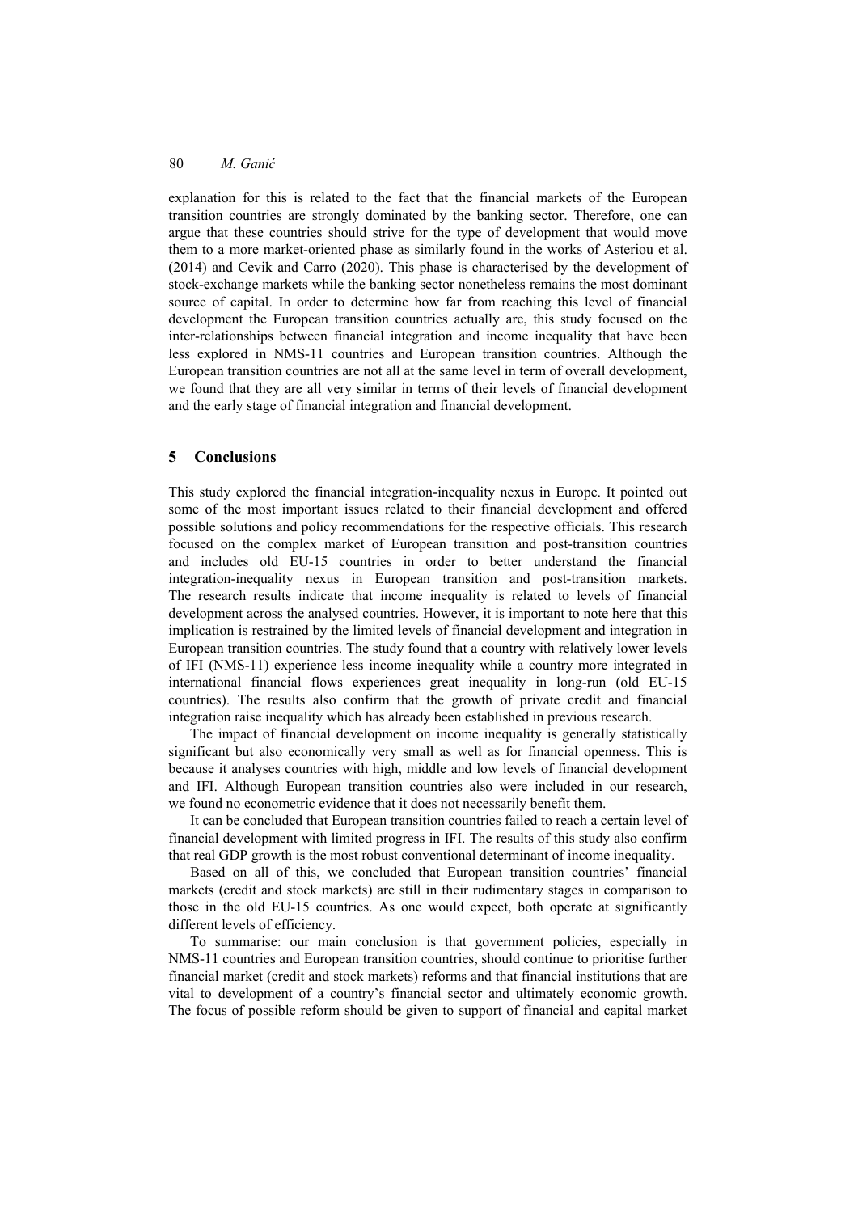explanation for this is related to the fact that the financial markets of the European transition countries are strongly dominated by the banking sector. Therefore, one can argue that these countries should strive for the type of development that would move them to a more market-oriented phase as similarly found in the works of Asteriou et al. (2014) and Cevik and Carro (2020). This phase is characterised by the development of stock-exchange markets while the banking sector nonetheless remains the most dominant source of capital. In order to determine how far from reaching this level of financial development the European transition countries actually are, this study focused on the inter-relationships between financial integration and income inequality that have been less explored in NMS-11 countries and European transition countries. Although the European transition countries are not all at the same level in term of overall development, we found that they are all very similar in terms of their levels of financial development and the early stage of financial integration and financial development.

## 5 Conclusions

This study explored the financial integration-inequality nexus in Europe. It pointed out some of the most important issues related to their financial development and offered possible solutions and policy recommendations for the respective officials. This research focused on the complex market of European transition and post-transition countries and includes old EU-15 countries in order to better understand the financial integration-inequality nexus in European transition and post-transition markets. The research results indicate that income inequality is related to levels of financial development across the analysed countries. However, it is important to note here that this implication is restrained by the limited levels of financial development and integration in European transition countries. The study found that a country with relatively lower levels of IFI (NMS-11) experience less income inequality while a country more integrated in international financial flows experiences great inequality in long-run (old EU-15 countries). The results also confirm that the growth of private credit and financial integration raise inequality which has already been established in previous research.

The impact of financial development on income inequality is generally statistically significant but also economically very small as well as for financial openness. This is because it analyses countries with high, middle and low levels of financial development and IFI. Although European transition countries also were included in our research, we found no econometric evidence that it does not necessarily benefit them.

It can be concluded that European transition countries failed to reach a certain level of financial development with limited progress in IFI. The results of this study also confirm that real GDP growth is the most robust conventional determinant of income inequality.

Based on all of this, we concluded that European transition countries' financial markets (credit and stock markets) are still in their rudimentary stages in comparison to those in the old EU-15 countries. As one would expect, both operate at significantly different levels of efficiency.

To summarise: our main conclusion is that government policies, especially in NMS-11 countries and European transition countries, should continue to prioritise further financial market (credit and stock markets) reforms and that financial institutions that are vital to development of a country's financial sector and ultimately economic growth. The focus of possible reform should be given to support of financial and capital market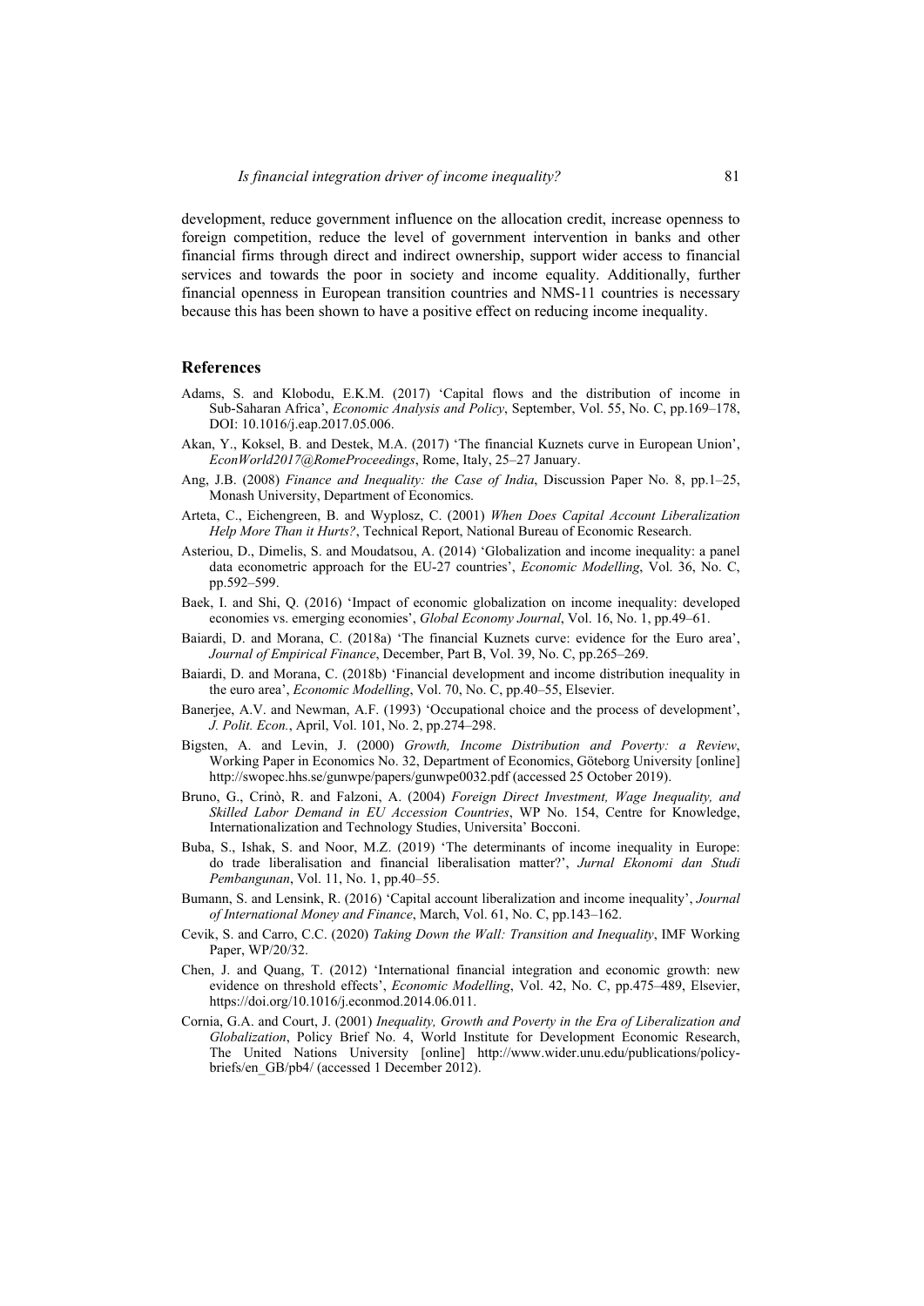development, reduce government influence on the allocation credit, increase openness to foreign competition, reduce the level of government intervention in banks and other financial firms through direct and indirect ownership, support wider access to financial services and towards the poor in society and income equality. Additionally, further financial openness in European transition countries and NMS-11 countries is necessary because this has been shown to have a positive effect on reducing income inequality.

## References

Adams, S. and Klobodu, E.K.M. (2017) 'Capital flows and the distribution of income in Sub-Saharan Africa', *Economic Analysis and Policy*, September, Vol. 55, No. C, pp.169–178, DOI: 10.1016/j.eap.2017.05.006.

Akan, Y., Koksel, B. and Destek, M.A. (2017) 'The financial Kuznets curve in European Union', *EconWorld2017@RomeProceedings*, Rome, Italy, 25–27 January.

Ang, J.B. (2008) *Finance and Inequality: the Case of India*, Discussion Paper No. 8, pp.1–25, Monash University, Department of Economics.

Arteta, C., Eichengreen, B. and Wyplosz, C. (2001) *When Does Capital Account Liberalization Help More Than it Hurts?*, Technical Report, National Bureau of Economic Research.

Asteriou, D., Dimelis, S. and Moudatsou, A. (2014) 'Globalization and income inequality: a panel data econometric approach for the EU-27 countries', *Economic Modelling*, Vol. 36, No. C, pp.592–599.

Baek, I. and Shi, Q. (2016) 'Impact of economic globalization on income inequality: developed economies vs. emerging economies', *Global Economy Journal*, Vol. 16, No. 1, pp.49–61.

Baiardi, D. and Morana, C. (2018a) 'The financial Kuznets curve: evidence for the Euro area', *Journal of Empirical Finance*, December, Part B, Vol. 39, No. C, pp.265–269.

Baiardi, D. and Morana, C. (2018b) 'Financial development and income distribution inequality in the euro area', *Economic Modelling*, Vol. 70, No. C, pp.40–55, Elsevier.

Banerjee, A.V. and Newman, A.F. (1993) 'Occupational choice and the process of development', *J. Polit. Econ.*, April, Vol. 101, No. 2, pp.274–298.

Bigsten, A. and Levin, J. (2000) *Growth, Income Distribution and Poverty: a Review*, Working Paper in Economics No. 32, Department of Economics, Göteborg University [online] http://swopec.hhs.se/gunwpe/papers/gunwpe0032.pdf (accessed 25 October 2019).

Bruno, G., Crinò, R. and Falzoni, A. (2004) *Foreign Direct Investment, Wage Inequality, and Skilled Labor Demand in EU Accession Countries*, WP No. 154, Centre for Knowledge, Internationalization and Technology Studies, Universita' Bocconi.

Buba, S., Ishak, S. and Noor, M.Z. (2019) 'The determinants of income inequality in Europe: do trade liberalisation and financial liberalisation matter?', *Jurnal Ekonomi dan Studi Pembangunan*, Vol. 11, No. 1, pp.40–55.

Bumann, S. and Lensink, R. (2016) 'Capital account liberalization and income inequality', *Journal of International Money and Finance*, March, Vol. 61, No. C, pp.143–162.

Cevik, S. and Carro, C.C. (2020) *Taking Down the Wall: Transition and Inequality*, IMF Working Paper, WP/20/32.

Chen, J. and Quang, T. (2012) 'International financial integration and economic growth: new evidence on threshold effects', *Economic Modelling*, Vol. 42, No. C, pp.475–489, Elsevier, https://doi.org/10.1016/j.econmod.2014.06.011.

Cornia, G.A. and Court, J. (2001) *Inequality, Growth and Poverty in the Era of Liberalization and Globalization*, Policy Brief No. 4, World Institute for Development Economic Research, The United Nations University [online] http://www.wider.unu.edu/publications/policy-briefs/en_GB/pb4/ (accessed 1 December 2012).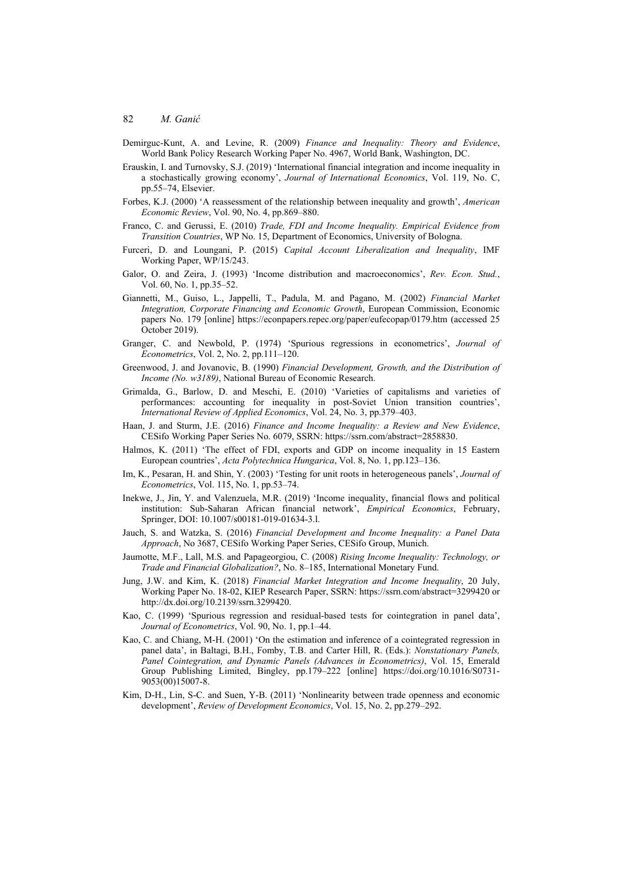Demirguc-Kunt, A. and Levine, R. (2009) *Finance and Inequality: Theory and Evidence*, World Bank Policy Research Working Paper No. 4967, World Bank, Washington, DC.

Erauskin, I. and Turnovsky, S.J. (2019) 'International financial integration and income inequality in a stochastically growing economy', *Journal of International Economics*, Vol. 119, No. C, pp.55–74, Elsevier.

Forbes, K.J. (2000) 'A reassessment of the relationship between inequality and growth', *American Economic Review*, Vol. 90, No. 4, pp.869–880.

Franco, C. and Gerussi, E. (2010) *Trade, FDI and Income Inequality. Empirical Evidence from Transition Countries*, WP No. 15, Department of Economics, University of Bologna.

Furceri, D. and Loungani, P. (2015) *Capital Account Liberalization and Inequality*, IMF Working Paper, WP/15/243.

Galor, O. and Zeira, J. (1993) 'Income distribution and macroeconomics', *Rev. Econ. Stud.*, Vol. 60, No. 1, pp.35–52.

Giannetti, M., Guiso, L., Jappelli, T., Padula, M. and Pagano, M. (2002) *Financial Market Integration, Corporate Financing and Economic Growth*, European Commission, Economic papers No. 179 [online] https://econpapers.repec.org/paper/eufecopap/0179.htm (accessed 25 October 2019).

Granger, C. and Newbold, P. (1974) 'Spurious regressions in econometrics', *Journal of Econometrics*, Vol. 2, No. 2, pp.111–120.

Greenwood, J. and Jovanovic, B. (1990) *Financial Development, Growth, and the Distribution of Income (No. w3189)*, National Bureau of Economic Research.

Grimalda, G., Barlow, D. and Meschi, E. (2010) 'Varieties of capitalisms and varieties of performances: accounting for inequality in post-Soviet Union transition countries', *International Review of Applied Economics*, Vol. 24, No. 3, pp.379–403.

Haan, J. and Sturm, J.E. (2016) *Finance and Income Inequality: a Review and New Evidence*, CESifo Working Paper Series No. 6079, SSRN: https://ssrn.com/abstract=2858830.

Halmos, K. (2011) 'The effect of FDI, exports and GDP on income inequality in 15 Eastern European countries', *Acta Polytechnica Hungarica*, Vol. 8, No. 1, pp.123–136.

Im, K., Pesaran, H. and Shin, Y. (2003) 'Testing for unit roots in heterogeneous panels', *Journal of Econometrics*, Vol. 115, No. 1, pp.53–74.

Inekwe, J., Jin, Y. and Valenzuela, M.R. (2019) 'Income inequality, financial flows and political institution: Sub-Saharan African financial network', *Empirical Economics*, February, Springer, DOI: 10.1007/s00181-019-01634-3.l.

Jauch, S. and Watzka, S. (2016) *Financial Development and Income Inequality: a Panel Data Approach*, No 3687, CESifo Working Paper Series, CESifo Group, Munich.

Jaumotte, M.F., Lall, M.S. and Papageorgiou, C. (2008) *Rising Income Inequality: Technology, or Trade and Financial Globalization?*, No. 8–185, International Monetary Fund.

Jung, J.W. and Kim, K. (2018) *Financial Market Integration and Income Inequality*, 20 July, Working Paper No. 18-02, KIEP Research Paper, SSRN: https://ssrn.com/abstract=3299420 or http://dx.doi.org/10.2139/ssrn.3299420.

Kao, C. (1999) 'Spurious regression and residual-based tests for cointegration in panel data', *Journal of Econometrics*, Vol. 90, No. 1, pp.1–44.

Kao, C. and Chiang, M-H. (2001) 'On the estimation and inference of a cointegrated regression in panel data', in Baltagi, B.H., Fomby, T.B. and Carter Hill, R. (Eds.): *Nonstationary Panels, Panel Cointegration, and Dynamic Panels (Advances in Econometrics)*, Vol. 15, Emerald Group Publishing Limited, Bingley, pp.179–222 [online] https://doi.org/10.1016/S0731-9053(00)15007-8.

Kim, D-H., Lin, S-C. and Suen, Y-B. (2011) 'Nonlinearity between trade openness and economic development', *Review of Development Economics*, Vol. 15, No. 2, pp.279–292.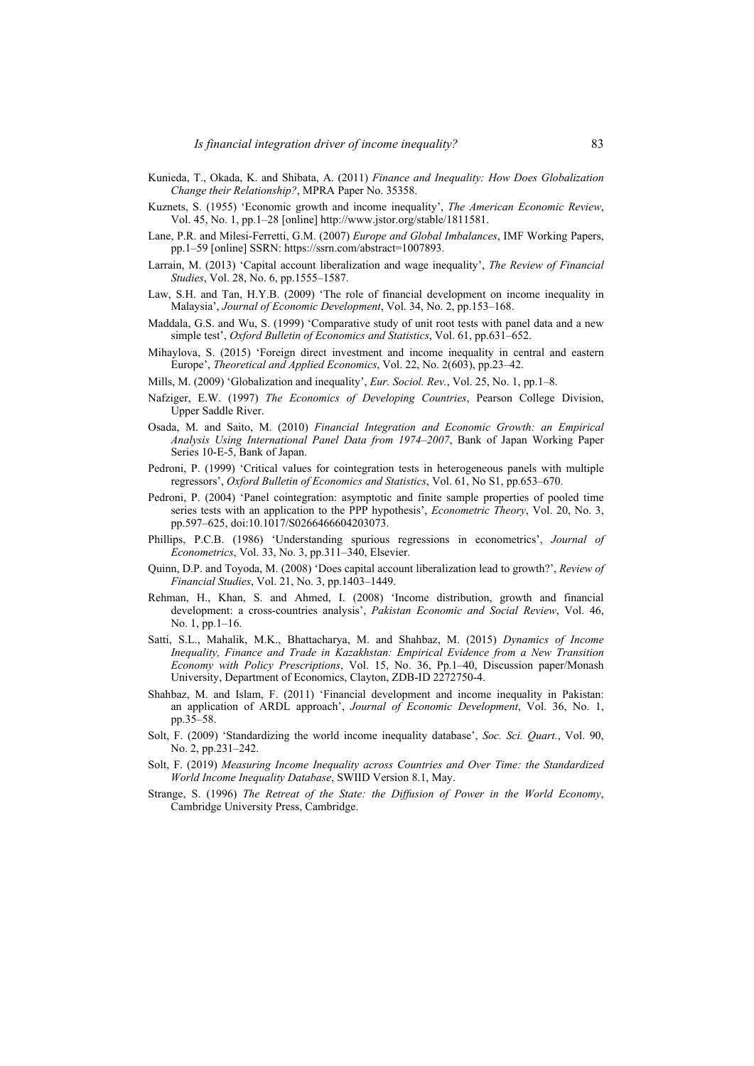Kunieda, T., Okada, K. and Shibata, A. (2011) *Finance and Inequality: How Does Globalization Change their Relationship?*, MPRA Paper No. 35358.

Kuznets, S. (1955) 'Economic growth and income inequality', *The American Economic Review*, Vol. 45, No. 1, pp.1–28 [online] http://www.jstor.org/stable/1811581.

Lane, P.R. and Milesi-Ferretti, G.M. (2007) *Europe and Global Imbalances*, IMF Working Papers, pp.1–59 [online] SSRN: https://ssrn.com/abstract=1007893.

Larrain, M. (2013) 'Capital account liberalization and wage inequality', *The Review of Financial Studies*, Vol. 28, No. 6, pp.1555–1587.

Law, S.H. and Tan, H.Y.B. (2009) 'The role of financial development on income inequality in Malaysia', *Journal of Economic Development*, Vol. 34, No. 2, pp.153–168.

Maddala, G.S. and Wu, S. (1999) 'Comparative study of unit root tests with panel data and a new simple test', *Oxford Bulletin of Economics and Statistics*, Vol. 61, pp.631–652.

Mihaylova, S. (2015) 'Foreign direct investment and income inequality in central and eastern Europe', *Theoretical and Applied Economics*, Vol. 22, No. 2(603), pp.23–42.

Mills, M. (2009) 'Globalization and inequality', *Eur. Sociol. Rev.*, Vol. 25, No. 1, pp.1–8.

Nafziger, E.W. (1997) *The Economics of Developing Countries*, Pearson College Division, Upper Saddle River.

Osada, M. and Saito, M. (2010) *Financial Integration and Economic Growth: an Empirical Analysis Using International Panel Data from 1974–2007*, Bank of Japan Working Paper Series 10-E-5, Bank of Japan.

Pedroni, P. (1999) 'Critical values for cointegration tests in heterogeneous panels with multiple regressors', *Oxford Bulletin of Economics and Statistics*, Vol. 61, No S1, pp.653–670.

Pedroni, P. (2004) 'Panel cointegration: asymptotic and finite sample properties of pooled time series tests with an application to the PPP hypothesis', *Econometric Theory*, Vol. 20, No. 3, pp.597–625, doi:10.1017/S0266466604203073.

Phillips, P.C.B. (1986) 'Understanding spurious regressions in econometrics', *Journal of Econometrics*, Vol. 33, No. 3, pp.311–340, Elsevier.

Quinn, D.P. and Toyoda, M. (2008) 'Does capital account liberalization lead to growth?', *Review of Financial Studies*, Vol. 21, No. 3, pp.1403–1449.

Rehman, H., Khan, S. and Ahmed, I. (2008) 'Income distribution, growth and financial development: a cross-countries analysis', *Pakistan Economic and Social Review*, Vol. 46, No. 1, pp.1–16.

Satti, S.L., Mahalik, M.K., Bhattacharya, M. and Shahbaz, M. (2015) *Dynamics of Income Inequality, Finance and Trade in Kazakhstan: Empirical Evidence from a New Transition Economy with Policy Prescriptions*, Vol. 15, No. 36, Pp.1–40, Discussion paper/Monash University, Department of Economics, Clayton, ZDB-ID 2272750-4.

Shahbaz, M. and Islam, F. (2011) 'Financial development and income inequality in Pakistan: an application of ARDL approach', *Journal of Economic Development*, Vol. 36, No. 1, pp.35–58.

Solt, F. (2009) 'Standardizing the world income inequality database', *Soc. Sci. Quart.*, Vol. 90, No. 2, pp.231–242.

Solt, F. (2019) *Measuring Income Inequality across Countries and Over Time: the Standardized World Income Inequality Database*, SWIID Version 8.1, May.

Strange, S. (1996) *The Retreat of the State: the Diffusion of Power in the World Economy*, Cambridge University Press, Cambridge.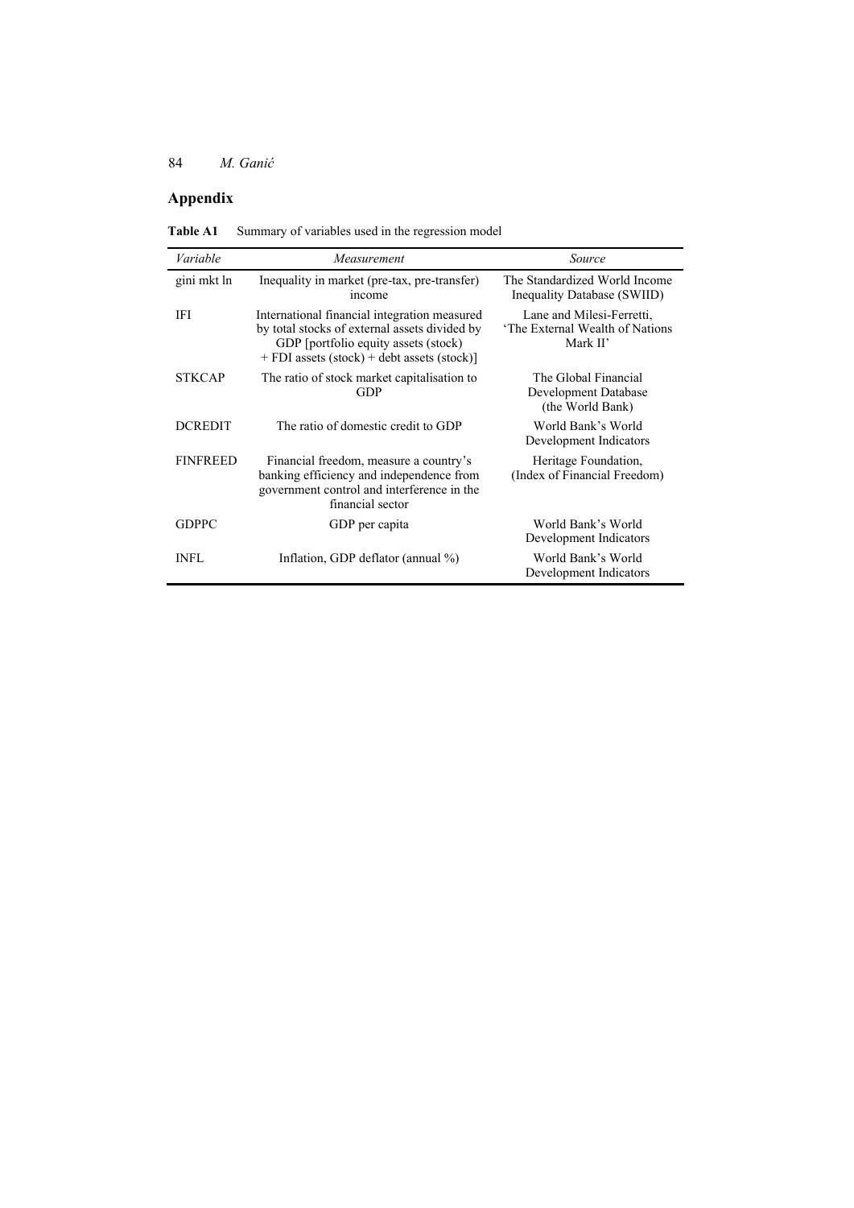## Appendix

**Table A1** Summary of variables used in the regression model

| *Variable* | *Measurement* | *Source* |
|---|---|---|
| gini mkt ln | Inequality in market (pre-tax, pre-transfer) income | The Standardized World Income Inequality Database (SWIID) |
| IFI | International financial integration measured by total stocks of external assets divided by GDP [portfolio equity assets (stock) + FDI assets (stock) + debt assets (stock)] | Lane and Milesi-Ferretti, 'The External Wealth of Nations Mark II' |
| STKCAP | The ratio of stock market capitalisation to GDP | The Global Financial Development Database (the World Bank) |
| DCREDIT | The ratio of domestic credit to GDP | World Bank's World Development Indicators |
| FINFREED | Financial freedom, measure a country's banking efficiency and independence from government control and interference in the financial sector | Heritage Foundation, (Index of Financial Freedom) |
| GDPPC | GDP per capita | World Bank's World Development Indicators |
| INFL | Inflation, GDP deflator (annual %) | World Bank's World Development Indicators |